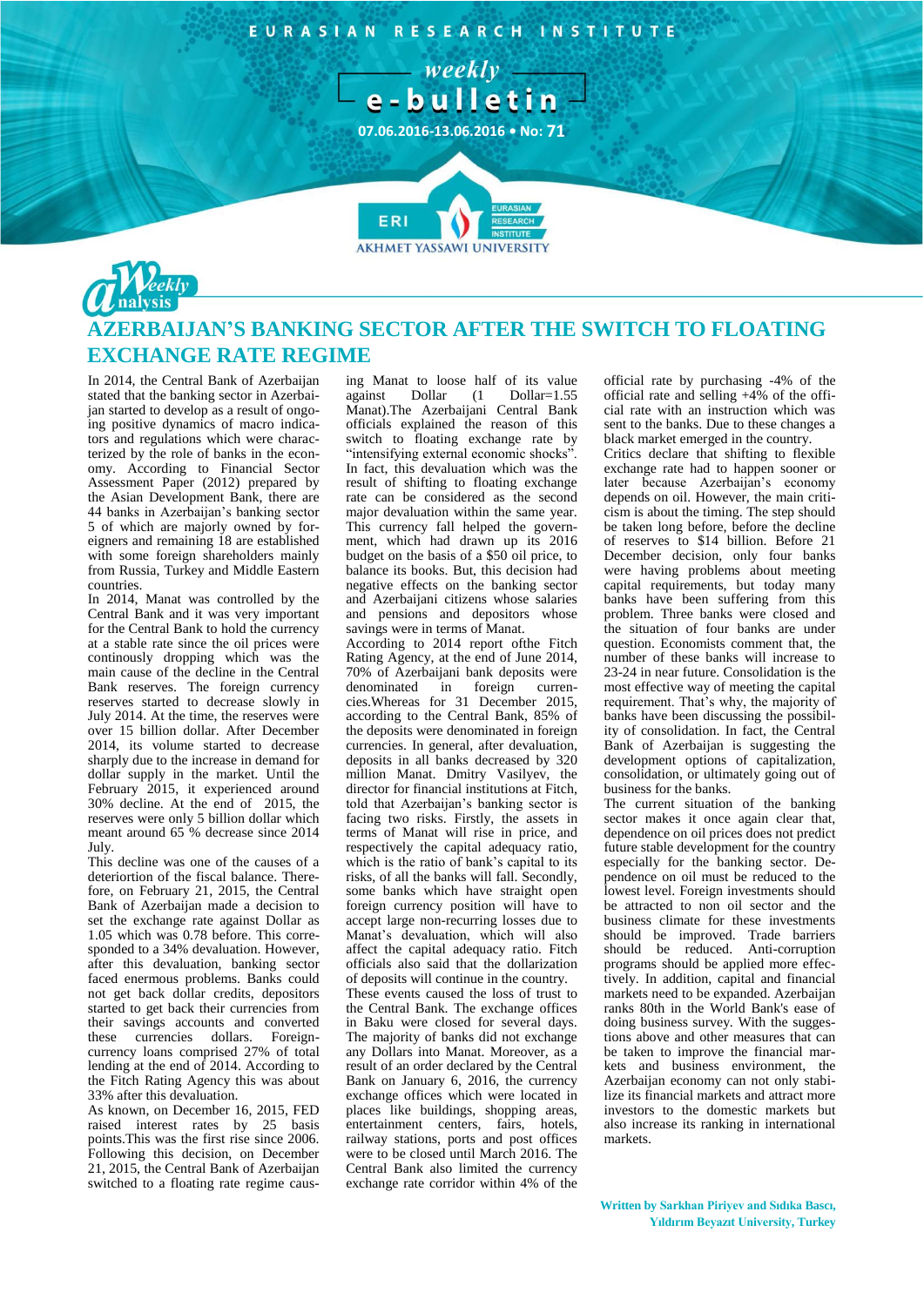# AZERBAIJAN'S BANKING SECTOR AFTER THE SWITCH TO FLOATING EXCHANGE RATE REGIME

In 2014, the Central Bank of Azerbaijan stated that the banking sector in Azerbaijan started to develop as a result of ongoing positive dynamics of macro indicators and regulations which were characterized by the role of banks in the economy. According to Financial Sector Assessment Paper (2012) prepared by the Asian Development Bank, there are 44 banks in Azerbaijan's banking sector 5 of which are majorly owned by foreigners and remaining 18 are established with some foreign shareholders mainly from Russia, Turkey and Middle Eastern countries.

In 2014, Manat was controlled by the Central Bank and it was very important for the Central Bank to hold the currency at a stable rate since the oil prices were continously dropping which was the main cause of the decline in the Central Bank reserves. The foreign currency reserves started to decrease slowly in July 2014. At the time, the reserves were over 15 billion dollar. After December 2014, its volume started to decrease sharply due to the increase in demand for dollar supply in the market. Until the February 2015, it experienced around 30% decline. At the end of 2015, the reserves were only 5 billion dollar which meant around 65 % decrease since 2014 July.

This decline was one of the causes of a deteriortion of the fiscal balance. Therefore, on February 21, 2015, the Central Bank of Azerbaijan made a decision to set the exchange rate against Dollar as 1.05 which was 0.78 before. This corresponded to a 34% devaluation. However, after this devaluation, banking sector faced enermous problems. Banks could not get back dollar credits, depositors started to get back their currencies from their savings accounts and converted these currencies dollars. Foreign-currency loans comprised 27% of total lending at the end of 2014. According to the Fitch Rating Agency this was about 33% after this devaluation.

As known, on December 16, 2015, FED raised interest rates by 25 basis points.This was the first rise since 2006. Following this decision, on December 21, 2015, the Central Bank of Azerbaijan switched to a floating rate regime causing Manat to loose half of its value against Dollar (1 Dollar=1.55 Manat).The Azerbaijani Central Bank officials explained the reason of this switch to floating exchange rate by "intensifying external economic shocks". In fact, this devaluation which was the result of shifting to floating exchange rate can be considered as the second major devaluation within the same year. This currency fall helped the government, which had drawn up its 2016 budget on the basis of a $50 oil price, to balance its books. But, this decision had negative effects on the banking sector and Azerbaijani citizens whose salaries and pensions and depositors whose savings were in terms of Manat.

According to 2014 report ofthe Fitch Rating Agency, at the end of June 2014, 70% of Azerbaijani bank deposits were denominated in foreign currencies.Whereas for 31 December 2015, according to the Central Bank, 85% of the deposits were denominated in foreign currencies. In general, after devaluation, deposits in all banks decreased by 320 million Manat. Dmitry Vasilyev, the director for financial institutions at Fitch, told that Azerbaijan's banking sector is facing two risks. Firstly, the assets in terms of Manat will rise in price, and respectively the capital adequacy ratio, which is the ratio of bank's capital to its risks, of all the banks will fall. Secondly, some banks which have straight open foreign currency position will have to accept large non-recurring losses due to Manat's devaluation, which will also affect the capital adequacy ratio. Fitch officials also said that the dollarization of deposits will continue in the country.

These events caused the loss of trust to the Central Bank. The exchange offices in Baku were closed for several days. The majority of banks did not exchange any Dollars into Manat. Moreover, as a result of an order declared by the Central Bank on January 6, 2016, the currency exchange offices which were located in places like buildings, shopping areas, entertainment centers, fairs, hotels, railway stations, ports and post offices were to be closed until March 2016. The Central Bank also limited the currency exchange rate corridor within 4% of the official rate by purchasing -4% of the official rate and selling +4% of the official rate with an instruction which was sent to the banks. Due to these changes a black market emerged in the country.

Critics declare that shifting to flexible exchange rate had to happen sooner or later because Azerbaijan's economy depends on oil. However, the main criticism is about the timing. The step should be taken long before, before the decline of reserves to $14 billion. Before 21 December decision, only four banks were having problems about meeting capital requirements, but today many banks have been suffering from this problem. Three banks were closed and the situation of four banks are under question. Economists comment that, the number of these banks will increase to 23-24 in near future. Consolidation is the most effective way of meeting the capital requirement. That's why, the majority of banks have been discussing the possibility of consolidation. In fact, the Central Bank of Azerbaijan is suggesting the development options of capitalization, consolidation, or ultimately going out of business for the banks.

The current situation of the banking sector makes it once again clear that, dependence on oil prices does not predict future stable development for the country especially for the banking sector. Dependence on oil must be reduced to the lowest level. Foreign investments should be attracted to non oil sector and the business climate for these investments should be improved. Trade barriers should be reduced. Anti-corruption programs should be applied more effectively. In addition, capital and financial markets need to be expanded. Azerbaijan ranks 80th in the World Bank's ease of doing business survey. With the suggestions above and other measures that can be taken to improve the financial markets and business environment, the Azerbaijan economy can not only stabilize its financial markets and attract more investors to the domestic markets but also increase its ranking in international markets.

**Written by Sarkhan Piriyev and Sıdıka Bascı, Yıldırım Beyazıt University, Turkey**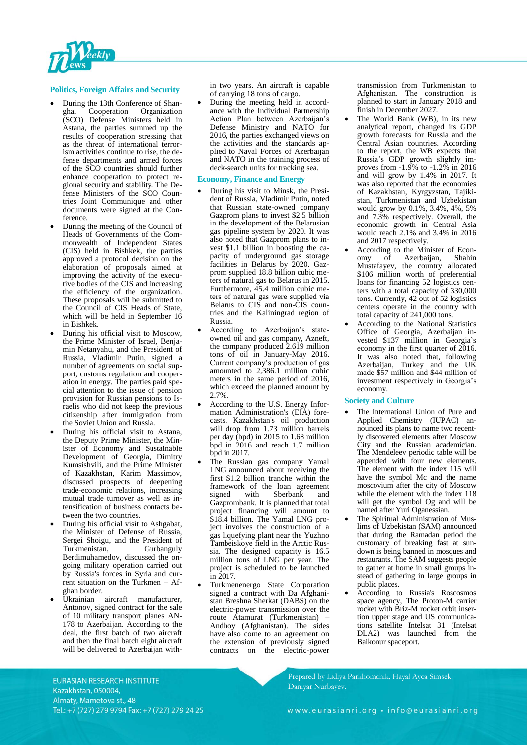## Politics, Foreign Affairs and Security

- During the 13th Conference of Shanghai Cooperation Organization (SCO) Defense Ministers held in Astana, the parties summed up the results of cooperation stressing that as the threat of international terrorism activities continue to rise, the defense departments and armed forces of the SCO countries should further enhance cooperation to protect regional security and stability. The Defense Ministers of the SCO Countries Joint Communique and other documents were signed at the Conference.
- During the meeting of the Council of Heads of Governments of the Commonwealth of Independent States (CIS) held in Bishkek, the parties approved a protocol decision on the elaboration of proposals aimed at improving the activity of the executive bodies of the CIS and increasing the efficiency of the organization. These proposals will be submitted to the Council of CIS Heads of State, which will be held in September 16 in Bishkek.
- During his official visit to Moscow, the Prime Minister of Israel, Benjamin Netanyahu, and the President of Russia, Vladimir Putin, signed a number of agreements on social support, customs regulation and cooperation in energy. The parties paid special attention to the issue of pension provision for Russian pensions to Israelis who did not keep the previous citizenship after immigration from the Soviet Union and Russia.
- During his official visit to Astana, the Deputy Prime Minister, the Minister of Economy and Sustainable Development of Georgia, Dimitry Kumsishvili, and the Prime Minister of Kazakhstan, Karim Massimov, discussed prospects of deepening trade-economic relations, increasing mutual trade turnover as well as intensification of business contacts between the two countries.
- During his official visit to Ashgabat, the Minister of Defense of Russia, Sergei Shoigu, and the President of Turkmenistan, Gurbanguly Berdimuhamedov, discussed the ongoing military operation carried out by Russia's forces in Syria and current situation on the Turkmen – Afghan border.
- Ukrainian aircraft manufacturer, Antonov, signed contract for the sale of 10 military transport planes AN-178 to Azerbaijan. According to the deal, the first batch of two aircraft and then the final batch eight aircraft will be delivered to Azerbaijan within two years. An aircraft is capable of carrying 18 tons of cargo.
- During the meeting held in accordance with the Individual Partnership Action Plan between Azerbaijan's Defense Ministry and NATO for 2016, the parties exchanged views on the activities and the standards applied to Naval Forces of Azerbaijan and NATO in the training process of deck-search units for tracking sea.

## Economy, Finance and Energy

- During his visit to Minsk, the President of Russia, Vladimir Putin, noted that Russian state-owned company Gazprom plans to invest $2.5 billion in the development of the Belarusian gas pipeline system by 2020. It was also noted that Gazprom plans to invest $1.1 billion in boosting the capacity of underground gas storage facilities in Belarus by 2020. Gazprom supplied 18.8 billion cubic meters of natural gas to Belarus in 2015. Furthermore, 45.4 million cubic meters of natural gas were supplied via Belarus to CIS and non-CIS countries and the Kaliningrad region of Russia.
- According to Azerbaijan's state-owned oil and gas company, Azneft, the company produced 2.619 million tons of oil in January-May 2016. Current company's production of gas amounted to 2,386.1 million cubic meters in the same period of 2016, which exceed the planned amount by 2.7%.
- According to the U.S. Energy Information Administration's (EIA) forecasts, Kazakhstan's oil production will drop from 1.73 million barrels per day (bpd) in 2015 to 1.68 million bpd in 2016 and reach 1.7 million bpd in 2017.
- The Russian gas company Yamal LNG announced about receiving the first $1.2 billion tranche within the framework of the loan agreement signed with Sberbank and Gazprombank. It is planned that total project financing will amount to $18.4 billion. The Yamal LNG project involves the construction of a gas liquefying plant near the Yuzhno Tambeiskoye field in the Arctic Russia. The designed capacity is 16.5 million tons of LNG per year. The project is scheduled to be launched in 2017.
- Turkmenenergo State Corporation signed a contract with Da Afghanistan Breshna Sherkat (DABS) on the electric-power transmission over the route Atamurat (Turkmenistan) – Andhoy (Afghanistan). The sides have also come to an agreement on the extension of previously signed contracts on the electric-power transmission from Turkmenistan to Afghanistan. The construction is planned to start in January 2018 and finish in December 2027.
- The World Bank (WB), in its new analytical report, changed its GDP growth forecasts for Russia and the Central Asian countries. According to the report, the WB expects that Russia's GDP growth slightly improves from -1.9% to -1.2% in 2016 and will grow by 1.4% in 2017. It was also reported that the economies of Kazakhstan, Kyrgyzstan, Tajikistan, Turkmenistan and Uzbekistan would grow by 0.1%, 3.4%, 4%, 5% and 7.3% respectively. Overall, the economic growth in Central Asia would reach 2.1% and 3.4% in 2016 and 2017 respectively.
- According to the Minister of Economy of Azerbaijan, Shahin Mustafayev, the country allocated $106 million worth of preferential loans for financing 52 logistics centers with a total capacity of 330,000 tons. Currently, 42 out of 52 logistics centers operate in the country with total capacity of 241,000 tons.
- According to the National Statistics Office of Georgia, Azerbaijan invested $137 million in Georgia`s economy in the first quarter of 2016. It was also noted that, following Azerbaijan, Turkey and the UK made $57 million and $44 million of investment respectively in Georgia's economy.

## Society and Culture

- The International Union of Pure and Applied Chemistry (IUPAC) announced its plans to name two recently discovered elements after Moscow City and the Russian academician. The Mendeleev periodic table will be appended with four new elements. The element with the index 115 will have the symbol Mc and the name moscovium after the city of Moscow while the element with the index 118 will get the symbol Og and will be named after Yuri Oganessian.
- The Spiritual Administration of Muslims of Uzbekistan (SAM) announced that during the Ramadan period the customary of breaking fast at sundown is being banned in mosques and restaurants. The SAM suggests people to gather at home in small groups instead of gathering in large groups in public places.
- According to Russia's Roscosmos space agency, The Proton-M carrier rocket with Briz-M rocket orbit insertion upper stage and US communications satellite Intelsat 31 (Intelsat DLA2) was launched from the Baikonur spaceport.

EURASIAN RESEARCH INSTITUTE
Kazakhstan, 050004,
Almaty, Mametova st., 48
Tel.: +7 (727) 279 9794 Fax: +7 (727) 279 24 25

Prepared by Lidiya Parkhomchik, Hayal Ayca Simsek, Daniyar Nurbayev.

www.eurasianri.org • info@eurasianri.org